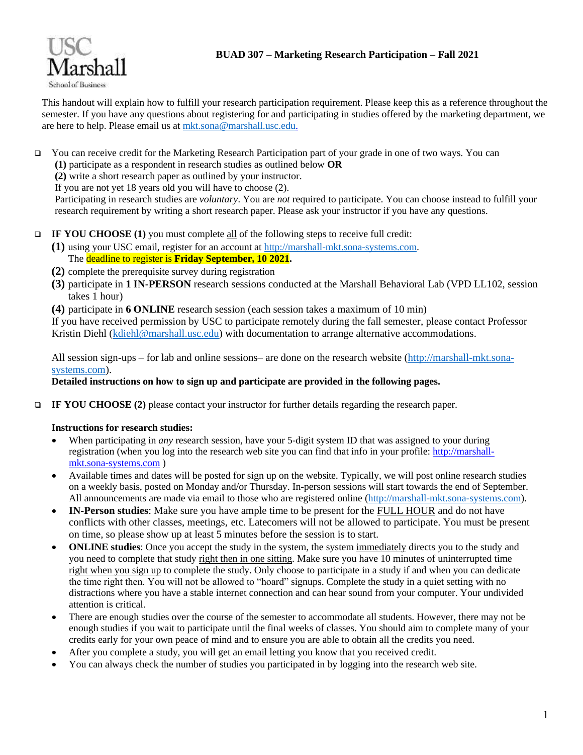# BUAD 307 – Marketing Research Participation – Fall 2021

This handout will explain how to fulfill your research participation requirement. Please keep this as a reference throughout the semester. If you have any questions about registering for and participating in studies offered by the marketing department, we are here to help. Please email us at mkt.sona@marshall.usc.edu.

- You can receive credit for the Marketing Research Participation part of your grade in one of two ways. You can
  **(1)** participate as a respondent in research studies as outlined below **OR**
  **(2)** write a short research paper as outlined by your instructor.
  If you are not yet 18 years old you will have to choose (2).
  Participating in research studies are *voluntary*. You are *not* required to participate. You can choose instead to fulfill your research requirement by writing a short research paper. Please ask your instructor if you have any questions.

- **IF YOU CHOOSE (1)** you must complete all of the following steps to receive full credit:
  **(1)** using your USC email, register for an account at http://marshall-mkt.sona-systems.com.
  The deadline to register is **Friday September, 10 2021.**
  **(2)** complete the prerequisite survey during registration
  **(3)** participate in **1 IN-PERSON** research sessions conducted at the Marshall Behavioral Lab (VPD LL102, session takes 1 hour)
  **(4)** participate in **6 ONLINE** research session (each session takes a maximum of 10 min)
  If you have received permission by USC to participate remotely during the fall semester, please contact Professor Kristin Diehl (kdiehl@marshall.usc.edu) with documentation to arrange alternative accommodations.

  All session sign-ups – for lab and online sessions– are done on the research website (http://marshall-mkt.sona-systems.com).
  **Detailed instructions on how to sign up and participate are provided in the following pages.**

- **IF YOU CHOOSE (2)** please contact your instructor for further details regarding the research paper.

  **Instructions for research studies:**

  - When participating in *any* research session, have your 5-digit system ID that was assigned to your during registration (when you log into the research web site you can find that info in your profile: http://marshall-mkt.sona-systems.com )
  - Available times and dates will be posted for sign up on the website. Typically, we will post online research studies on a weekly basis, posted on Monday and/or Thursday. In-person sessions will start towards the end of September. All announcements are made via email to those who are registered online (http://marshall-mkt.sona-systems.com).
  - **IN-Person studies**: Make sure you have ample time to be present for the FULL HOUR and do not have conflicts with other classes, meetings, etc. Latecomers will not be allowed to participate. You must be present on time, so please show up at least 5 minutes before the session is to start.
  - **ONLINE studies**: Once you accept the study in the system, the system immediately directs you to the study and you need to complete that study right then in one sitting. Make sure you have 10 minutes of uninterrupted time right when you sign up to complete the study. Only choose to participate in a study if and when you can dedicate the time right then. You will not be allowed to "hoard" signups. Complete the study in a quiet setting with no distractions where you have a stable internet connection and can hear sound from your computer. Your undivided attention is critical.
  - There are enough studies over the course of the semester to accommodate all students. However, there may not be enough studies if you wait to participate until the final weeks of classes. You should aim to complete many of your credits early for your own peace of mind and to ensure you are able to obtain all the credits you need.
  - After you complete a study, you will get an email letting you know that you received credit.
  - You can always check the number of studies you participated in by logging into the research web site.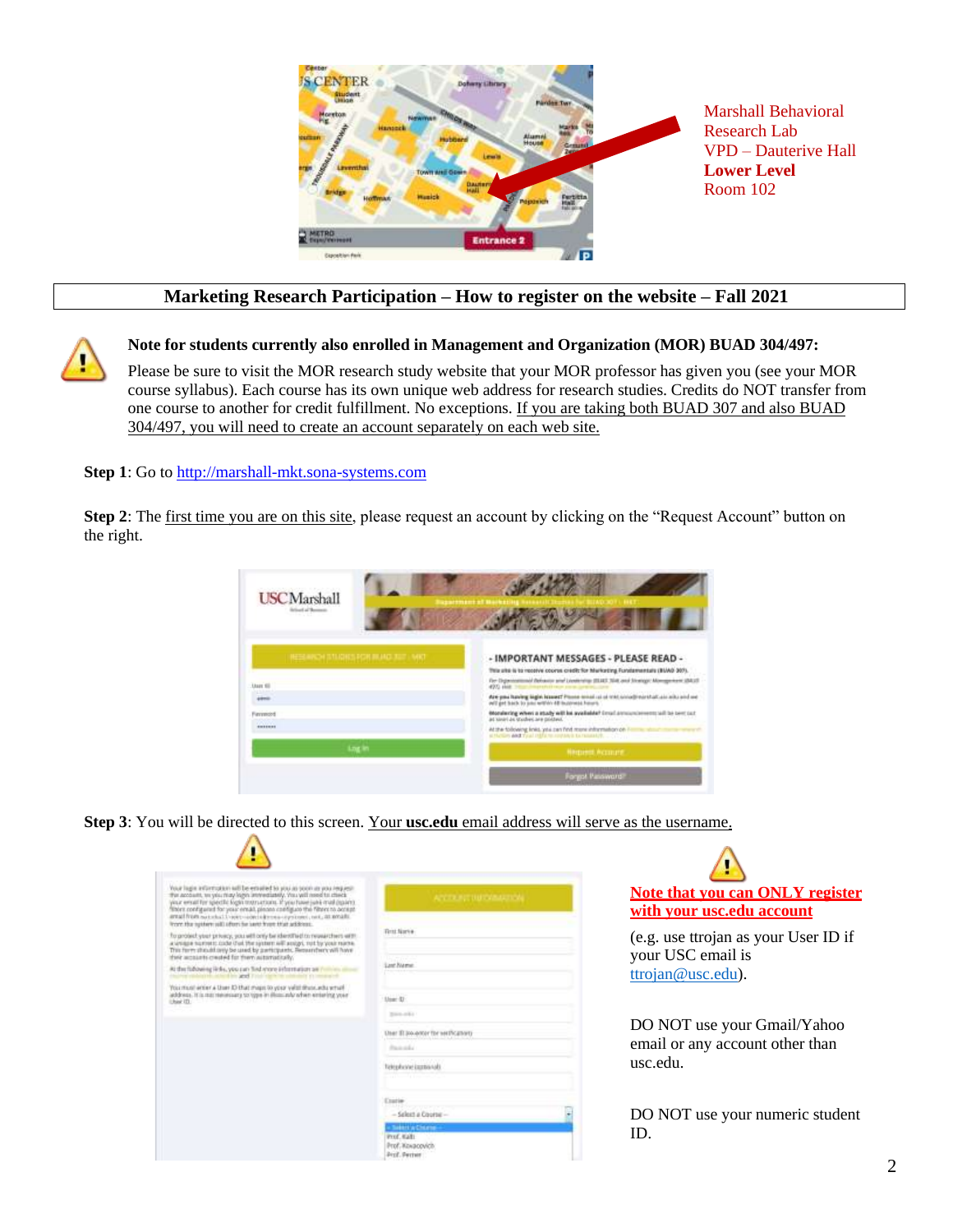Marshall Behavioral Research Lab
VPD – Dauterive Hall
**Lower Level**
Room 102

## Marketing Research Participation – How to register on the website – Fall 2021

**Note for students currently also enrolled in Management and Organization (MOR) BUAD 304/497:**

Please be sure to visit the MOR research study website that your MOR professor has given you (see your MOR course syllabus). Each course has its own unique web address for research studies. Credits do NOT transfer from one course to another for credit fulfillment. No exceptions. If you are taking both BUAD 307 and also BUAD 304/497, you will need to create an account separately on each web site.

**Step 1**: Go to http://marshall-mkt.sona-systems.com

**Step 2**: The first time you are on this site, please request an account by clicking on the "Request Account" button on the right.

**Step 3**: You will be directed to this screen. Your **usc.edu** email address will serve as the username.

**Note that you can ONLY register with your usc.edu account**

(e.g. use ttrojan as your User ID if your USC email is ttrojan@usc.edu).

DO NOT use your Gmail/Yahoo email or any account other than usc.edu.

DO NOT use your numeric student ID.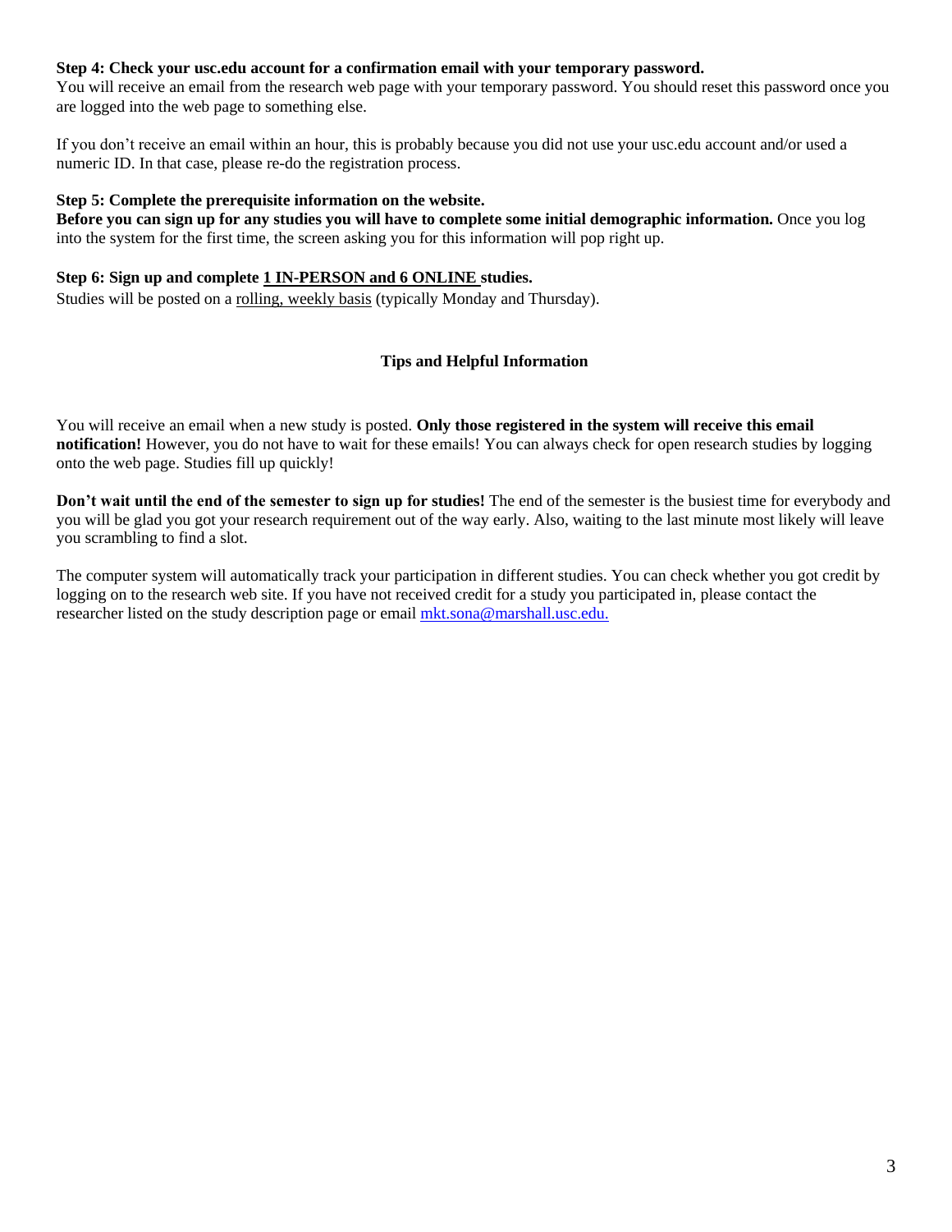**Step 4: Check your usc.edu account for a confirmation email with your temporary password.**
You will receive an email from the research web page with your temporary password. You should reset this password once you are logged into the web page to something else.

If you don't receive an email within an hour, this is probably because you did not use your usc.edu account and/or used a numeric ID. In that case, please re-do the registration process.

**Step 5: Complete the prerequisite information on the website.**
**Before you can sign up for any studies you will have to complete some initial demographic information.** Once you log into the system for the first time, the screen asking you for this information will pop right up.

**Step 6: Sign up and complete <u>1 IN-PERSON and 6 ONLINE</u> studies.**
Studies will be posted on a <u>rolling, weekly basis</u> (typically Monday and Thursday).

## Tips and Helpful Information

You will receive an email when a new study is posted. **Only those registered in the system will receive this email notification!** However, you do not have to wait for these emails! You can always check for open research studies by logging onto the web page. Studies fill up quickly!

**Don't wait until the end of the semester to sign up for studies!** The end of the semester is the busiest time for everybody and you will be glad you got your research requirement out of the way early. Also, waiting to the last minute most likely will leave you scrambling to find a slot.

The computer system will automatically track your participation in different studies. You can check whether you got credit by logging on to the research web site. If you have not received credit for a study you participated in, please contact the researcher listed on the study description page or email mkt.sona@marshall.usc.edu.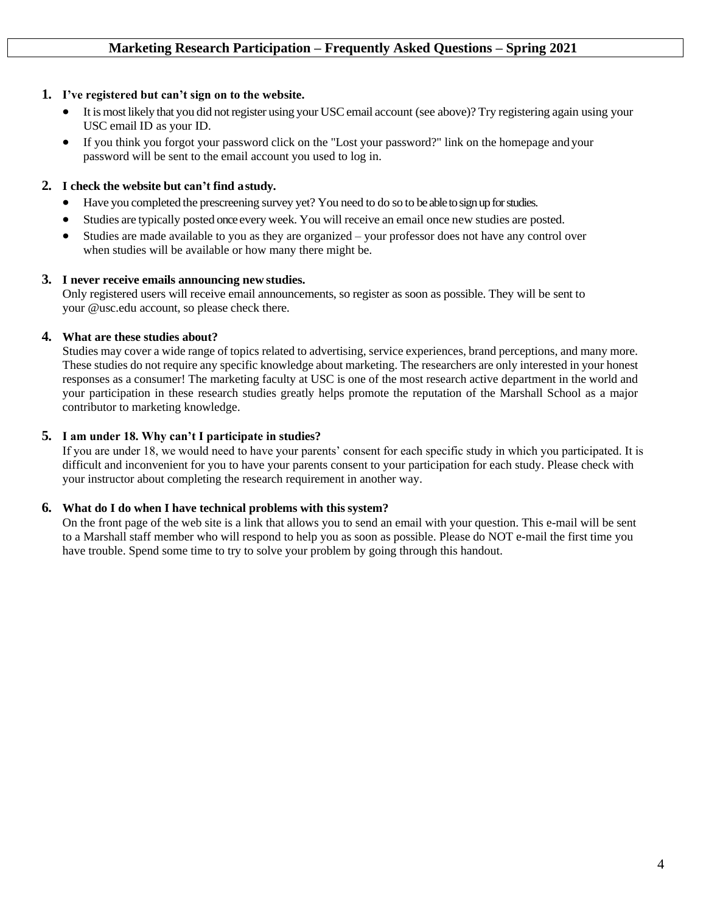# Marketing Research Participation – Frequently Asked Questions – Spring 2021

**1. I've registered but can't sign on to the website.**

- It is most likely that you did not register using your USC email account (see above)? Try registering again using your USC email ID as your ID.
- If you think you forgot your password click on the "Lost your password?" link on the homepage and your password will be sent to the email account you used to log in.

**2. I check the website but can't find a study.**

- Have you completed the prescreening survey yet? You need to do so to be able to sign up for studies.
- Studies are typically posted once every week. You will receive an email once new studies are posted.
- Studies are made available to you as they are organized – your professor does not have any control over when studies will be available or how many there might be.

**3. I never receive emails announcing new studies.**

Only registered users will receive email announcements, so register as soon as possible. They will be sent to your @usc.edu account, so please check there.

**4. What are these studies about?**

Studies may cover a wide range of topics related to advertising, service experiences, brand perceptions, and many more. These studies do not require any specific knowledge about marketing. The researchers are only interested in your honest responses as a consumer! The marketing faculty at USC is one of the most research active department in the world and your participation in these research studies greatly helps promote the reputation of the Marshall School as a major contributor to marketing knowledge.

**5. I am under 18. Why can't I participate in studies?**

If you are under 18, we would need to have your parents' consent for each specific study in which you participated. It is difficult and inconvenient for you to have your parents consent to your participation for each study. Please check with your instructor about completing the research requirement in another way.

**6. What do I do when I have technical problems with this system?**

On the front page of the web site is a link that allows you to send an email with your question. This e-mail will be sent to a Marshall staff member who will respond to help you as soon as possible. Please do NOT e-mail the first time you have trouble. Spend some time to try to solve your problem by going through this handout.